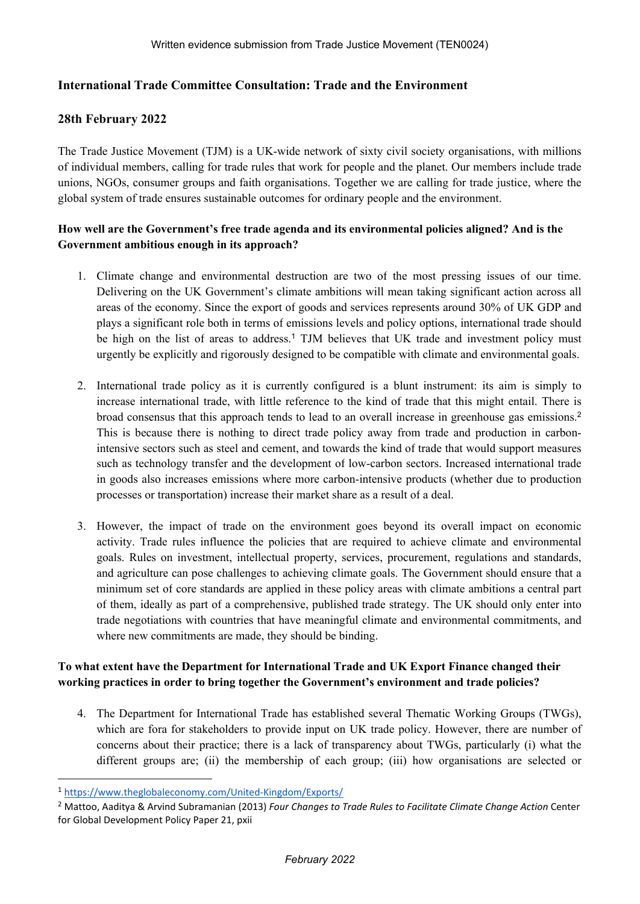Written evidence submission from Trade Justice Movement (TEN0024)

## International Trade Committee Consultation: Trade and the Environment

### 28th February 2022

The Trade Justice Movement (TJM) is a UK-wide network of sixty civil society organisations, with millions of individual members, calling for trade rules that work for people and the planet. Our members include trade unions, NGOs, consumer groups and faith organisations. Together we are calling for trade justice, where the global system of trade ensures sustainable outcomes for ordinary people and the environment.

### How well are the Government's free trade agenda and its environmental policies aligned? And is the Government ambitious enough in its approach?

1. Climate change and environmental destruction are two of the most pressing issues of our time. Delivering on the UK Government's climate ambitions will mean taking significant action across all areas of the economy. Since the export of goods and services represents around 30% of UK GDP and plays a significant role both in terms of emissions levels and policy options, international trade should be high on the list of areas to address.[1] TJM believes that UK trade and investment policy must urgently be explicitly and rigorously designed to be compatible with climate and environmental goals.

2. International trade policy as it is currently configured is a blunt instrument: its aim is simply to increase international trade, with little reference to the kind of trade that this might entail. There is broad consensus that this approach tends to lead to an overall increase in greenhouse gas emissions.[2] This is because there is nothing to direct trade policy away from trade and production in carbon-intensive sectors such as steel and cement, and towards the kind of trade that would support measures such as technology transfer and the development of low-carbon sectors. Increased international trade in goods also increases emissions where more carbon-intensive products (whether due to production processes or transportation) increase their market share as a result of a deal.

3. However, the impact of trade on the environment goes beyond its overall impact on economic activity. Trade rules influence the policies that are required to achieve climate and environmental goals. Rules on investment, intellectual property, services, procurement, regulations and standards, and agriculture can pose challenges to achieving climate goals. The Government should ensure that a minimum set of core standards are applied in these policy areas with climate ambitions a central part of them, ideally as part of a comprehensive, published trade strategy. The UK should only enter into trade negotiations with countries that have meaningful climate and environmental commitments, and where new commitments are made, they should be binding.

### To what extent have the Department for International Trade and UK Export Finance changed their working practices in order to bring together the Government's environment and trade policies?

4. The Department for International Trade has established several Thematic Working Groups (TWGs), which are fora for stakeholders to provide input on UK trade policy. However, there are number of concerns about their practice; there is a lack of transparency about TWGs, particularly (i) what the different groups are; (ii) the membership of each group; (iii) how organisations are selected or

---

[1] https://www.theglobaleconomy.com/United-Kingdom/Exports/

[2] Mattoo, Aaditya & Arvind Subramanian (2013) *Four Changes to Trade Rules to Facilitate Climate Change Action* Center for Global Development Policy Paper 21, pxii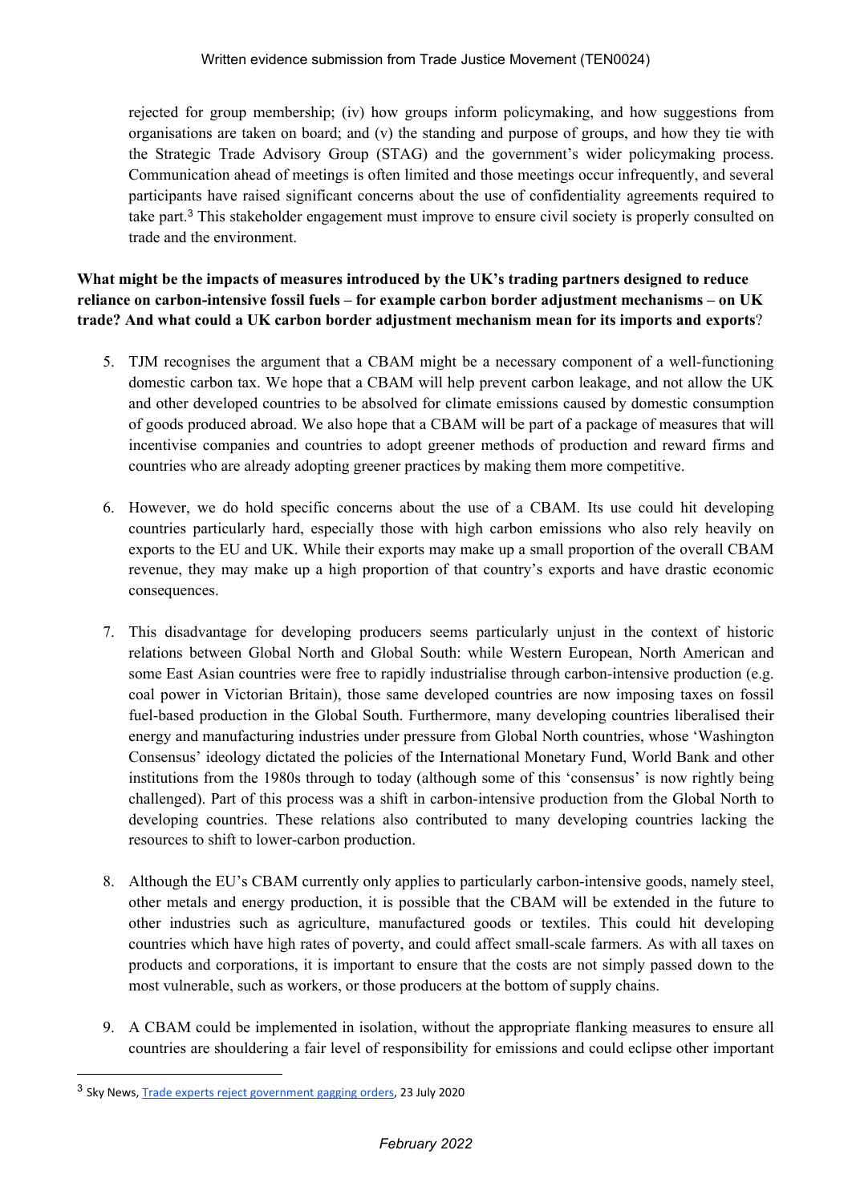rejected for group membership; (iv) how groups inform policymaking, and how suggestions from organisations are taken on board; and (v) the standing and purpose of groups, and how they tie with the Strategic Trade Advisory Group (STAG) and the government's wider policymaking process. Communication ahead of meetings is often limited and those meetings occur infrequently, and several participants have raised significant concerns about the use of confidentiality agreements required to take part.[3] This stakeholder engagement must improve to ensure civil society is properly consulted on trade and the environment.

**What might be the impacts of measures introduced by the UK's trading partners designed to reduce reliance on carbon-intensive fossil fuels – for example carbon border adjustment mechanisms – on UK trade? And what could a UK carbon border adjustment mechanism mean for its imports and exports?**

5. TJM recognises the argument that a CBAM might be a necessary component of a well-functioning domestic carbon tax. We hope that a CBAM will help prevent carbon leakage, and not allow the UK and other developed countries to be absolved for climate emissions caused by domestic consumption of goods produced abroad. We also hope that a CBAM will be part of a package of measures that will incentivise companies and countries to adopt greener methods of production and reward firms and countries who are already adopting greener practices by making them more competitive.

6. However, we do hold specific concerns about the use of a CBAM. Its use could hit developing countries particularly hard, especially those with high carbon emissions who also rely heavily on exports to the EU and UK. While their exports may make up a small proportion of the overall CBAM revenue, they may make up a high proportion of that country's exports and have drastic economic consequences.

7. This disadvantage for developing producers seems particularly unjust in the context of historic relations between Global North and Global South: while Western European, North American and some East Asian countries were free to rapidly industrialise through carbon-intensive production (e.g. coal power in Victorian Britain), those same developed countries are now imposing taxes on fossil fuel-based production in the Global South. Furthermore, many developing countries liberalised their energy and manufacturing industries under pressure from Global North countries, whose 'Washington Consensus' ideology dictated the policies of the International Monetary Fund, World Bank and other institutions from the 1980s through to today (although some of this 'consensus' is now rightly being challenged). Part of this process was a shift in carbon-intensive production from the Global North to developing countries. These relations also contributed to many developing countries lacking the resources to shift to lower-carbon production.

8. Although the EU's CBAM currently only applies to particularly carbon-intensive goods, namely steel, other metals and energy production, it is possible that the CBAM will be extended in the future to other industries such as agriculture, manufactured goods or textiles. This could hit developing countries which have high rates of poverty, and could affect small-scale farmers. As with all taxes on products and corporations, it is important to ensure that the costs are not simply passed down to the most vulnerable, such as workers, or those producers at the bottom of supply chains.

9. A CBAM could be implemented in isolation, without the appropriate flanking measures to ensure all countries are shouldering a fair level of responsibility for emissions and could eclipse other important

---

[3] Sky News, Trade experts reject government gagging orders, 23 July 2020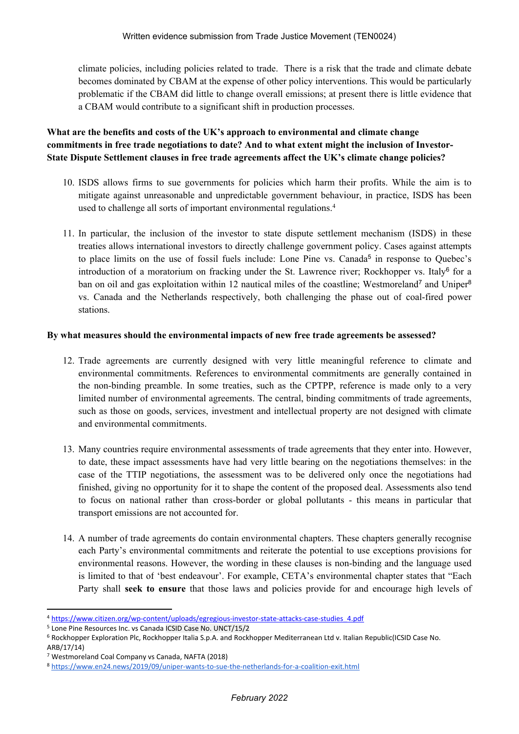climate policies, including policies related to trade. There is a risk that the trade and climate debate becomes dominated by CBAM at the expense of other policy interventions. This would be particularly problematic if the CBAM did little to change overall emissions; at present there is little evidence that a CBAM would contribute to a significant shift in production processes.

**What are the benefits and costs of the UK's approach to environmental and climate change commitments in free trade negotiations to date? And to what extent might the inclusion of Investor-State Dispute Settlement clauses in free trade agreements affect the UK's climate change policies?**

10. ISDS allows firms to sue governments for policies which harm their profits. While the aim is to mitigate against unreasonable and unpredictable government behaviour, in practice, ISDS has been used to challenge all sorts of important environmental regulations.[4]

11. In particular, the inclusion of the investor to state dispute settlement mechanism (ISDS) in these treaties allows international investors to directly challenge government policy. Cases against attempts to place limits on the use of fossil fuels include: Lone Pine vs. Canada[5] in response to Quebec's introduction of a moratorium on fracking under the St. Lawrence river; Rockhopper vs. Italy[6] for a ban on oil and gas exploitation within 12 nautical miles of the coastline; Westmoreland[7] and Uniper[8] vs. Canada and the Netherlands respectively, both challenging the phase out of coal-fired power stations.

**By what measures should the environmental impacts of new free trade agreements be assessed?**

12. Trade agreements are currently designed with very little meaningful reference to climate and environmental commitments. References to environmental commitments are generally contained in the non-binding preamble. In some treaties, such as the CPTPP, reference is made only to a very limited number of environmental agreements. The central, binding commitments of trade agreements, such as those on goods, services, investment and intellectual property are not designed with climate and environmental commitments.

13. Many countries require environmental assessments of trade agreements that they enter into. However, to date, these impact assessments have had very little bearing on the negotiations themselves: in the case of the TTIP negotiations, the assessment was to be delivered only once the negotiations had finished, giving no opportunity for it to shape the content of the proposed deal. Assessments also tend to focus on national rather than cross-border or global pollutants - this means in particular that transport emissions are not accounted for.

14. A number of trade agreements do contain environmental chapters. These chapters generally recognise each Party's environmental commitments and reiterate the potential to use exceptions provisions for environmental reasons. However, the wording in these clauses is non-binding and the language used is limited to that of 'best endeavour'. For example, CETA's environmental chapter states that "Each Party shall **seek to ensure** that those laws and policies provide for and encourage high levels of

---

[4] https://www.citizen.org/wp-content/uploads/egregious-investor-state-attacks-case-studies_4.pdf

[5] Lone Pine Resources Inc. vs Canada ICSID Case No. UNCT/15/2

[6] Rockhopper Exploration Plc, Rockhopper Italia S.p.A. and Rockhopper Mediterranean Ltd v. Italian Republic(ICSID Case No. ARB/17/14)

[7] Westmoreland Coal Company vs Canada, NAFTA (2018)

[8] https://www.en24.news/2019/09/uniper-wants-to-sue-the-netherlands-for-a-coalition-exit.html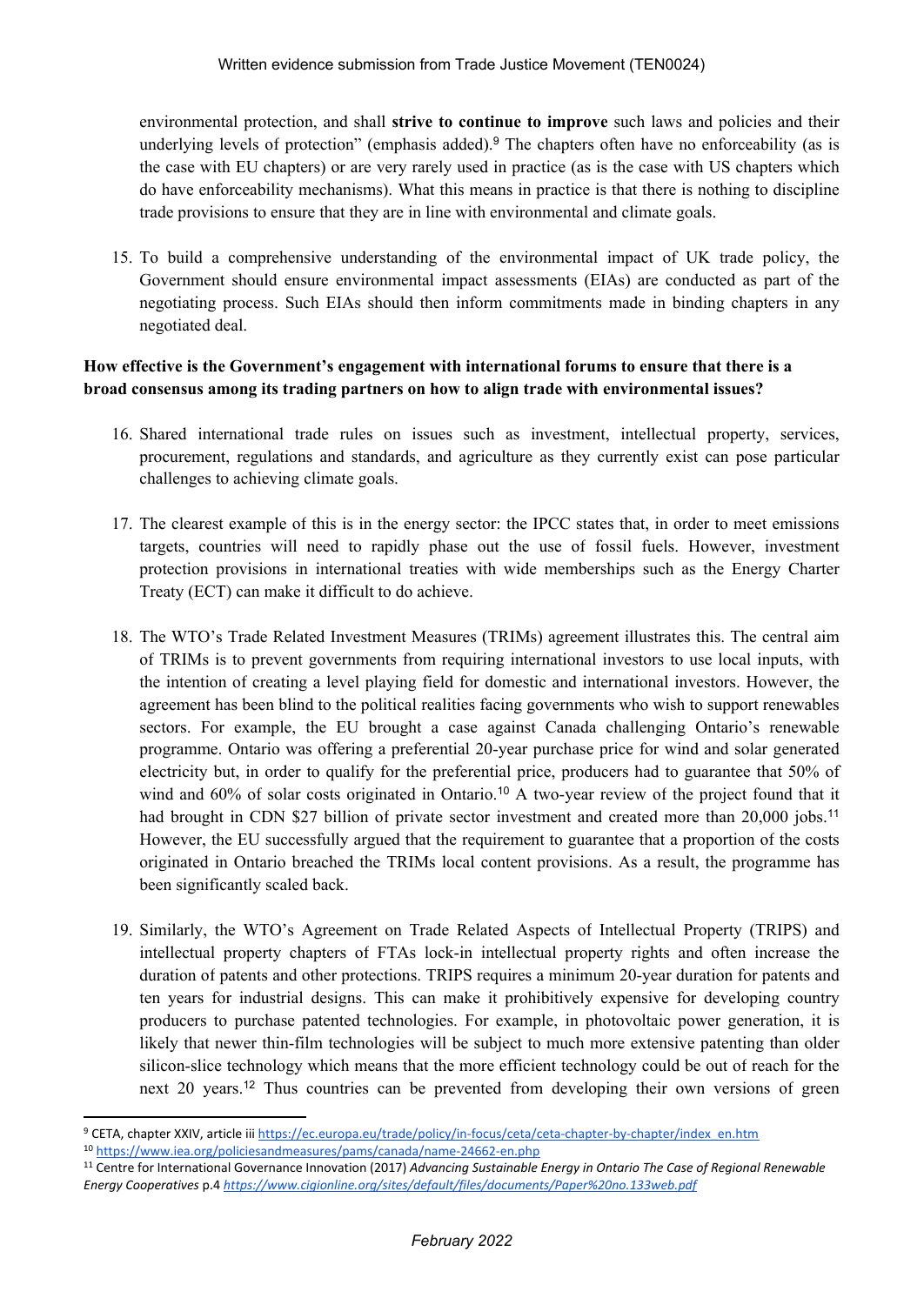environmental protection, and shall **strive to continue to improve** such laws and policies and their underlying levels of protection" (emphasis added).[9] The chapters often have no enforceability (as is the case with EU chapters) or are very rarely used in practice (as is the case with US chapters which do have enforceability mechanisms). What this means in practice is that there is nothing to discipline trade provisions to ensure that they are in line with environmental and climate goals.

15. To build a comprehensive understanding of the environmental impact of UK trade policy, the Government should ensure environmental impact assessments (EIAs) are conducted as part of the negotiating process. Such EIAs should then inform commitments made in binding chapters in any negotiated deal.

**How effective is the Government's engagement with international forums to ensure that there is a broad consensus among its trading partners on how to align trade with environmental issues?**

16. Shared international trade rules on issues such as investment, intellectual property, services, procurement, regulations and standards, and agriculture as they currently exist can pose particular challenges to achieving climate goals.

17. The clearest example of this is in the energy sector: the IPCC states that, in order to meet emissions targets, countries will need to rapidly phase out the use of fossil fuels. However, investment protection provisions in international treaties with wide memberships such as the Energy Charter Treaty (ECT) can make it difficult to do achieve.

18. The WTO's Trade Related Investment Measures (TRIMs) agreement illustrates this. The central aim of TRIMs is to prevent governments from requiring international investors to use local inputs, with the intention of creating a level playing field for domestic and international investors. However, the agreement has been blind to the political realities facing governments who wish to support renewables sectors. For example, the EU brought a case against Canada challenging Ontario's renewable programme. Ontario was offering a preferential 20-year purchase price for wind and solar generated electricity but, in order to qualify for the preferential price, producers had to guarantee that 50% of wind and 60% of solar costs originated in Ontario.[10] A two-year review of the project found that it had brought in CDN $27 billion of private sector investment and created more than 20,000 jobs.[11] However, the EU successfully argued that the requirement to guarantee that a proportion of the costs originated in Ontario breached the TRIMs local content provisions. As a result, the programme has been significantly scaled back.

19. Similarly, the WTO's Agreement on Trade Related Aspects of Intellectual Property (TRIPS) and intellectual property chapters of FTAs lock-in intellectual property rights and often increase the duration of patents and other protections. TRIPS requires a minimum 20-year duration for patents and ten years for industrial designs. This can make it prohibitively expensive for developing country producers to purchase patented technologies. For example, in photovoltaic power generation, it is likely that newer thin-film technologies will be subject to much more extensive patenting than older silicon-slice technology which means that the more efficient technology could be out of reach for the next 20 years.[12] Thus countries can be prevented from developing their own versions of green

---

[9] CETA, chapter XXIV, article iii https://ec.europa.eu/trade/policy/in-focus/ceta/ceta-chapter-by-chapter/index_en.htm

[10] https://www.iea.org/policiesandmeasures/pams/canada/name-24662-en.php

[11] Centre for International Governance Innovation (2017) *Advancing Sustainable Energy in Ontario The Case of Regional Renewable Energy Cooperatives* p.4 *https://www.cigionline.org/sites/default/files/documents/Paper%20no.133web.pdf*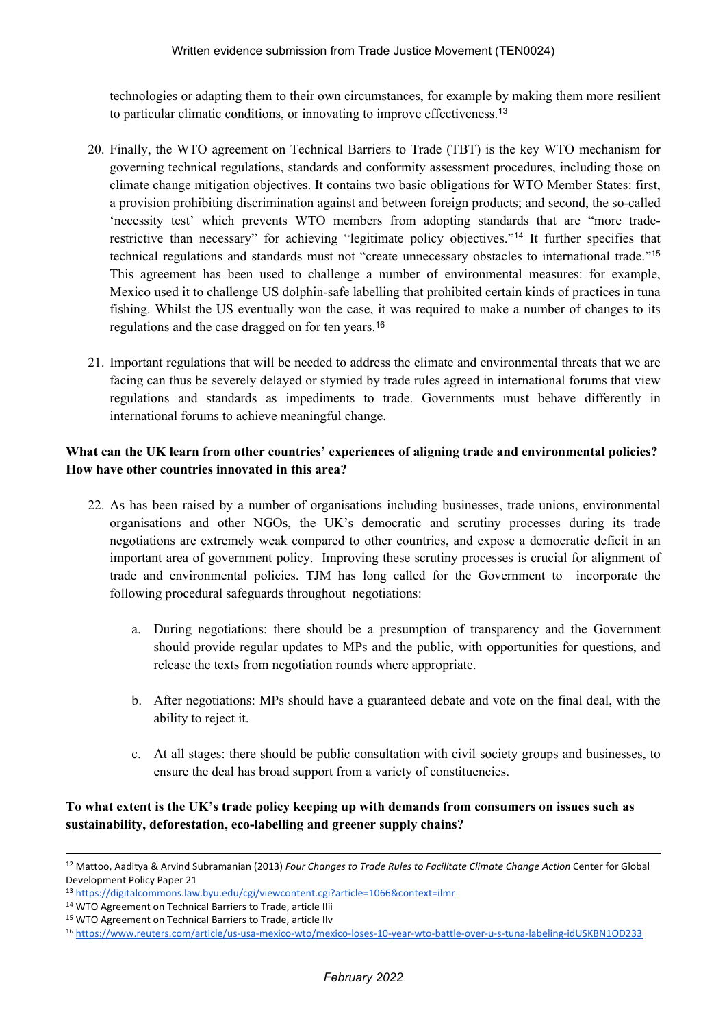technologies or adapting them to their own circumstances, for example by making them more resilient to particular climatic conditions, or innovating to improve effectiveness.[13]

20. Finally, the WTO agreement on Technical Barriers to Trade (TBT) is the key WTO mechanism for governing technical regulations, standards and conformity assessment procedures, including those on climate change mitigation objectives. It contains two basic obligations for WTO Member States: first, a provision prohibiting discrimination against and between foreign products; and second, the so-called 'necessity test' which prevents WTO members from adopting standards that are "more trade-restrictive than necessary" for achieving "legitimate policy objectives."[14] It further specifies that technical regulations and standards must not "create unnecessary obstacles to international trade."[15] This agreement has been used to challenge a number of environmental measures: for example, Mexico used it to challenge US dolphin-safe labelling that prohibited certain kinds of practices in tuna fishing. Whilst the US eventually won the case, it was required to make a number of changes to its regulations and the case dragged on for ten years.[16]

21. Important regulations that will be needed to address the climate and environmental threats that we are facing can thus be severely delayed or stymied by trade rules agreed in international forums that view regulations and standards as impediments to trade. Governments must behave differently in international forums to achieve meaningful change.

**What can the UK learn from other countries' experiences of aligning trade and environmental policies? How have other countries innovated in this area?**

22. As has been raised by a number of organisations including businesses, trade unions, environmental organisations and other NGOs, the UK's democratic and scrutiny processes during its trade negotiations are extremely weak compared to other countries, and expose a democratic deficit in an important area of government policy. Improving these scrutiny processes is crucial for alignment of trade and environmental policies. TJM has long called for the Government to incorporate the following procedural safeguards throughout negotiations:

    a. During negotiations: there should be a presumption of transparency and the Government should provide regular updates to MPs and the public, with opportunities for questions, and release the texts from negotiation rounds where appropriate.

    b. After negotiations: MPs should have a guaranteed debate and vote on the final deal, with the ability to reject it.

    c. At all stages: there should be public consultation with civil society groups and businesses, to ensure the deal has broad support from a variety of constituencies.

**To what extent is the UK's trade policy keeping up with demands from consumers on issues such as sustainability, deforestation, eco-labelling and greener supply chains?**

---

[12] Mattoo, Aaditya & Arvind Subramanian (2013) *Four Changes to Trade Rules to Facilitate Climate Change Action* Center for Global Development Policy Paper 21

[13] https://digitalcommons.law.byu.edu/cgi/viewcontent.cgi?article=1066&context=ilmr

[14] WTO Agreement on Technical Barriers to Trade, article IIii

[15] WTO Agreement on Technical Barriers to Trade, article IIv

[16] https://www.reuters.com/article/us-usa-mexico-wto/mexico-loses-10-year-wto-battle-over-u-s-tuna-labeling-idUSKBN1OD233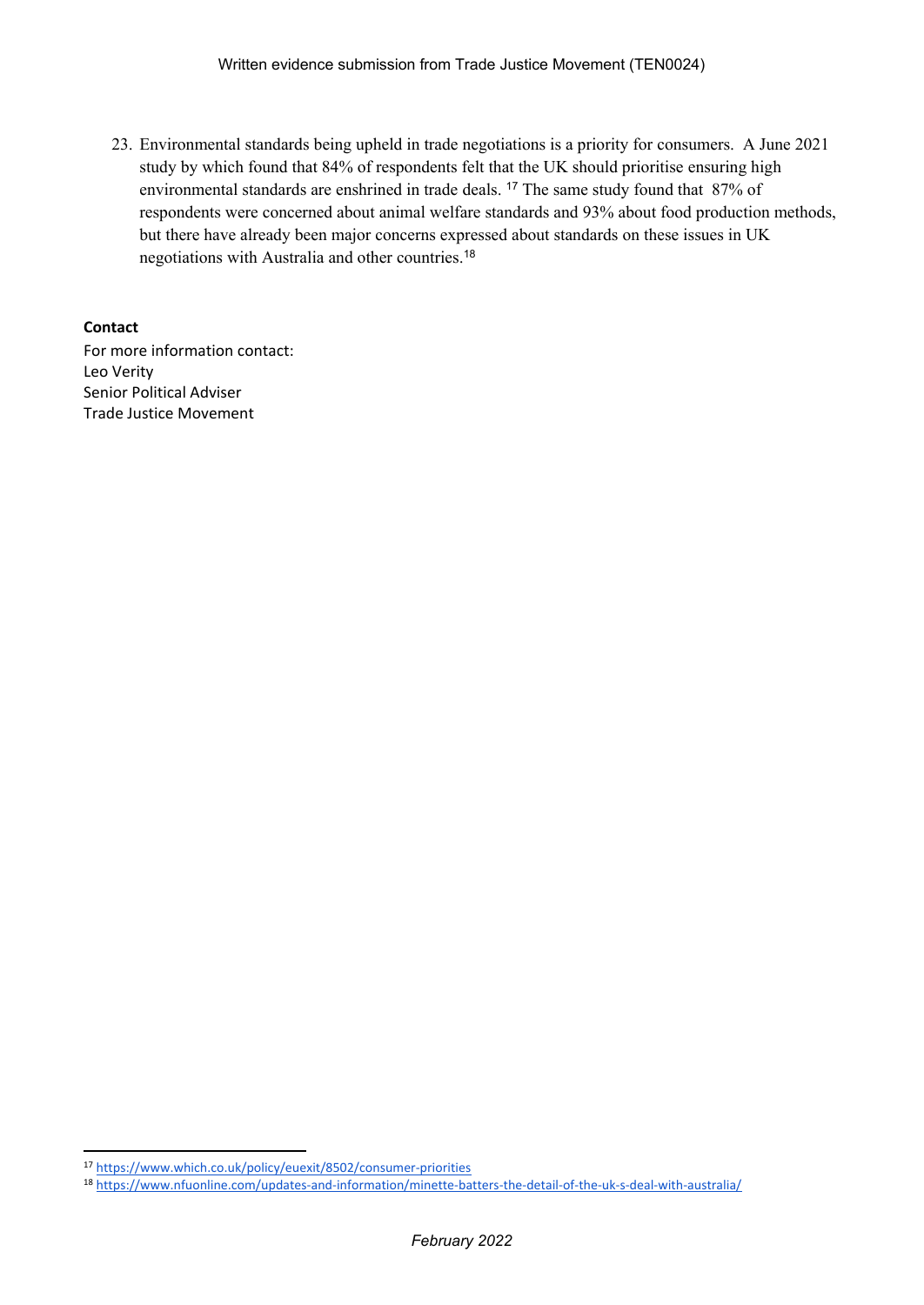23. Environmental standards being upheld in trade negotiations is a priority for consumers. A June 2021 study by which found that 84% of respondents felt that the UK should prioritise ensuring high environmental standards are enshrined in trade deals. [17] The same study found that 87% of respondents were concerned about animal welfare standards and 93% about food production methods, but there have already been major concerns expressed about standards on these issues in UK negotiations with Australia and other countries.[18]

**Contact**

For more information contact:
Leo Verity
Senior Political Adviser
Trade Justice Movement

[17] https://www.which.co.uk/policy/euexit/8502/consumer-priorities

[18] https://www.nfuonline.com/updates-and-information/minette-batters-the-detail-of-the-uk-s-deal-with-australia/

*February 2022*